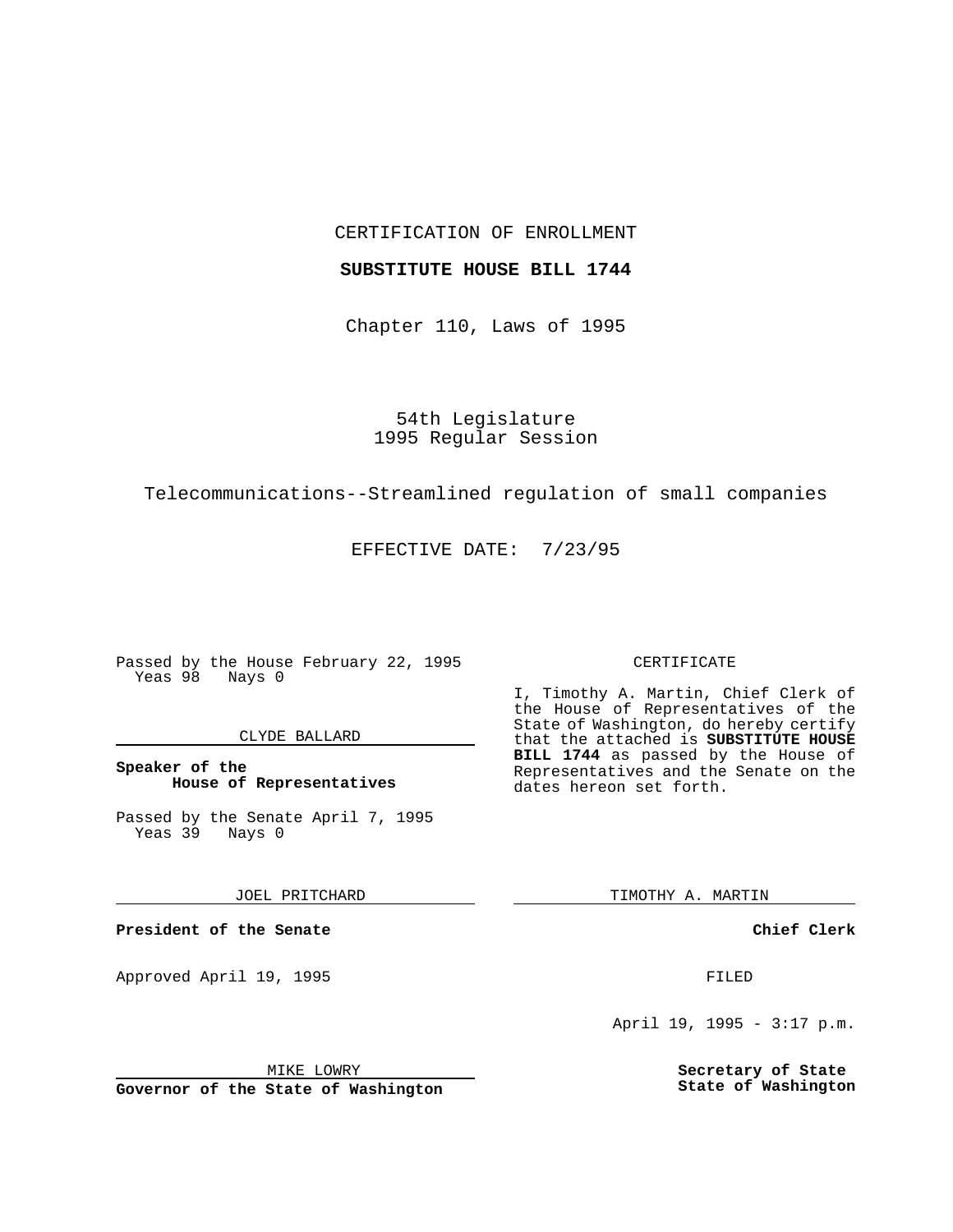CERTIFICATION OF ENROLLMENT

**SUBSTITUTE HOUSE BILL 1744**

Chapter 110, Laws of 1995

54th Legislature
1995 Regular Session

Telecommunications--Streamlined regulation of small companies

EFFECTIVE DATE: 7/23/95

Passed by the House February 22, 1995
Yeas 98 Nays 0

CLYDE BALLARD

**Speaker of the House of Representatives**

Passed by the Senate April 7, 1995
Yeas 39 Nays 0

JOEL PRITCHARD

**President of the Senate**

Approved April 19, 1995

MIKE LOWRY

**Governor of the State of Washington**

CERTIFICATE

I, Timothy A. Martin, Chief Clerk of the House of Representatives of the State of Washington, do hereby certify that the attached is **SUBSTITUTE HOUSE BILL 1744** as passed by the House of Representatives and the Senate on the dates hereon set forth.

TIMOTHY A. MARTIN

**Chief Clerk**

FILED

April 19, 1995 - 3:17 p.m.

**Secretary of State**
**State of Washington**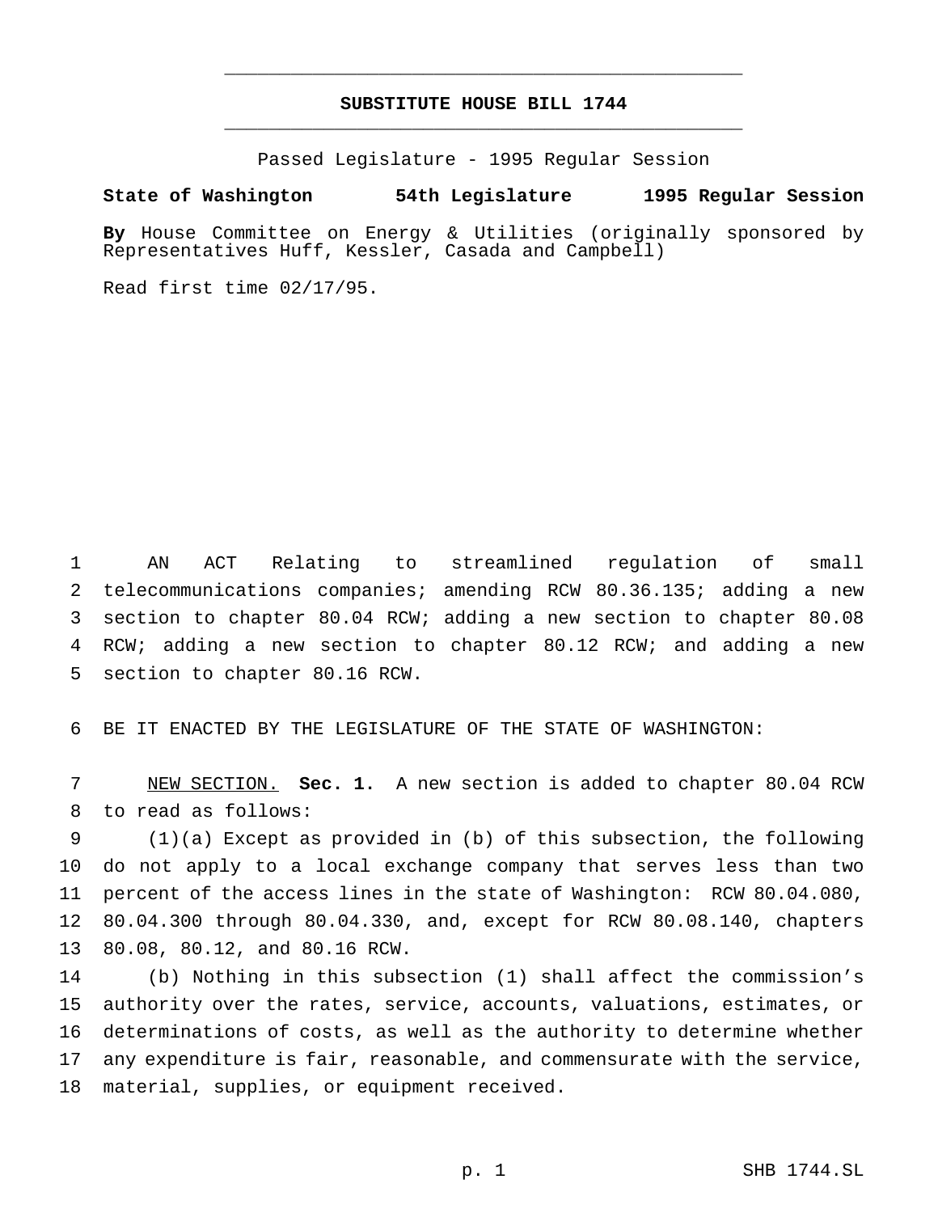# SUBSTITUTE HOUSE BILL 1744

Passed Legislature - 1995 Regular Session

**State of Washington 54th Legislature 1995 Regular Session**

**By** House Committee on Energy & Utilities (originally sponsored by Representatives Huff, Kessler, Casada and Campbell)

Read first time 02/17/95.

AN ACT Relating to streamlined regulation of small telecommunications companies; amending RCW 80.36.135; adding a new section to chapter 80.04 RCW; adding a new section to chapter 80.08 RCW; adding a new section to chapter 80.12 RCW; and adding a new section to chapter 80.16 RCW.

BE IT ENACTED BY THE LEGISLATURE OF THE STATE OF WASHINGTON:

NEW SECTION. **Sec. 1.** A new section is added to chapter 80.04 RCW to read as follows:

(1)(a) Except as provided in (b) of this subsection, the following do not apply to a local exchange company that serves less than two percent of the access lines in the state of Washington: RCW 80.04.080, 80.04.300 through 80.04.330, and, except for RCW 80.08.140, chapters 80.08, 80.12, and 80.16 RCW.

(b) Nothing in this subsection (1) shall affect the commission's authority over the rates, service, accounts, valuations, estimates, or determinations of costs, as well as the authority to determine whether any expenditure is fair, reasonable, and commensurate with the service, material, supplies, or equipment received.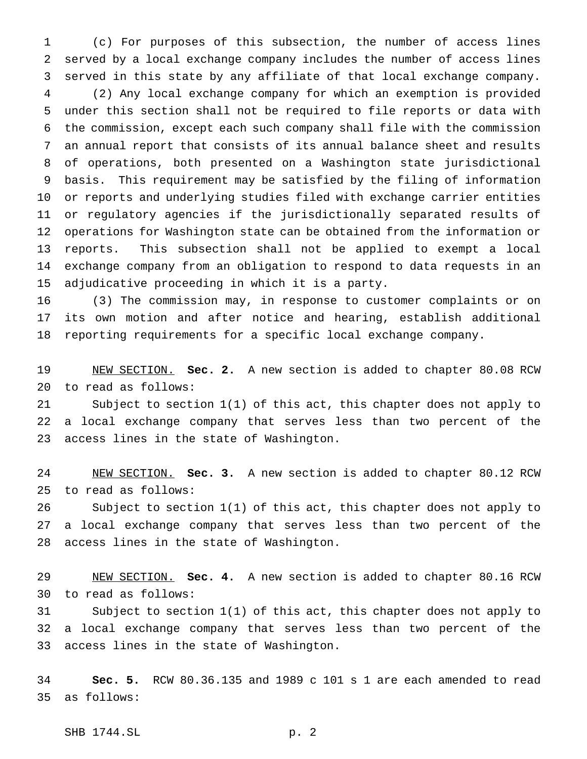(c) For purposes of this subsection, the number of access lines served by a local exchange company includes the number of access lines served in this state by any affiliate of that local exchange company.

(2) Any local exchange company for which an exemption is provided under this section shall not be required to file reports or data with the commission, except each such company shall file with the commission an annual report that consists of its annual balance sheet and results of operations, both presented on a Washington state jurisdictional basis. This requirement may be satisfied by the filing of information or reports and underlying studies filed with exchange carrier entities or regulatory agencies if the jurisdictionally separated results of operations for Washington state can be obtained from the information or reports. This subsection shall not be applied to exempt a local exchange company from an obligation to respond to data requests in an adjudicative proceeding in which it is a party.

(3) The commission may, in response to customer complaints or on its own motion and after notice and hearing, establish additional reporting requirements for a specific local exchange company.

NEW SECTION. **Sec. 2.** A new section is added to chapter 80.08 RCW to read as follows:

Subject to section 1(1) of this act, this chapter does not apply to a local exchange company that serves less than two percent of the access lines in the state of Washington.

NEW SECTION. **Sec. 3.** A new section is added to chapter 80.12 RCW to read as follows:

Subject to section 1(1) of this act, this chapter does not apply to a local exchange company that serves less than two percent of the access lines in the state of Washington.

NEW SECTION. **Sec. 4.** A new section is added to chapter 80.16 RCW to read as follows:

Subject to section 1(1) of this act, this chapter does not apply to a local exchange company that serves less than two percent of the access lines in the state of Washington.

**Sec. 5.** RCW 80.36.135 and 1989 c 101 s 1 are each amended to read as follows: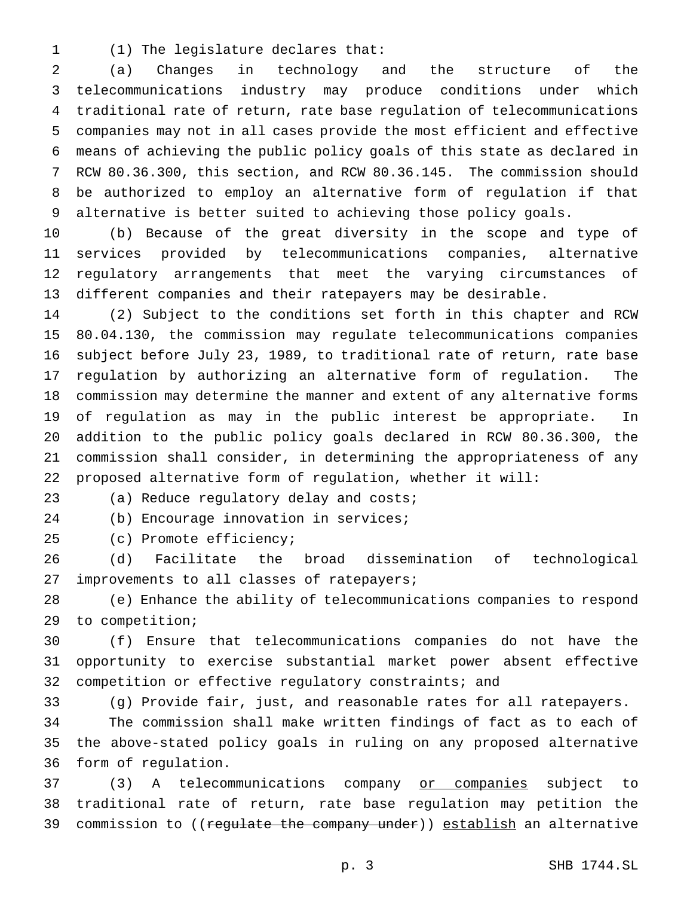(1) The legislature declares that:

(a) Changes in technology and the structure of the telecommunications industry may produce conditions under which traditional rate of return, rate base regulation of telecommunications companies may not in all cases provide the most efficient and effective means of achieving the public policy goals of this state as declared in RCW 80.36.300, this section, and RCW 80.36.145. The commission should be authorized to employ an alternative form of regulation if that alternative is better suited to achieving those policy goals.

(b) Because of the great diversity in the scope and type of services provided by telecommunications companies, alternative regulatory arrangements that meet the varying circumstances of different companies and their ratepayers may be desirable.

(2) Subject to the conditions set forth in this chapter and RCW 80.04.130, the commission may regulate telecommunications companies subject before July 23, 1989, to traditional rate of return, rate base regulation by authorizing an alternative form of regulation. The commission may determine the manner and extent of any alternative forms of regulation as may in the public interest be appropriate. In addition to the public policy goals declared in RCW 80.36.300, the commission shall consider, in determining the appropriateness of any proposed alternative form of regulation, whether it will:

(a) Reduce regulatory delay and costs;

(b) Encourage innovation in services;

(c) Promote efficiency;

(d) Facilitate the broad dissemination of technological improvements to all classes of ratepayers;

(e) Enhance the ability of telecommunications companies to respond to competition;

(f) Ensure that telecommunications companies do not have the opportunity to exercise substantial market power absent effective competition or effective regulatory constraints; and

(g) Provide fair, just, and reasonable rates for all ratepayers.

The commission shall make written findings of fact as to each of the above-stated policy goals in ruling on any proposed alternative form of regulation.

(3) A telecommunications company <u>or companies</u> subject to traditional rate of return, rate base regulation may petition the commission to ((~~regulate the company under~~)) <u>establish</u> an alternative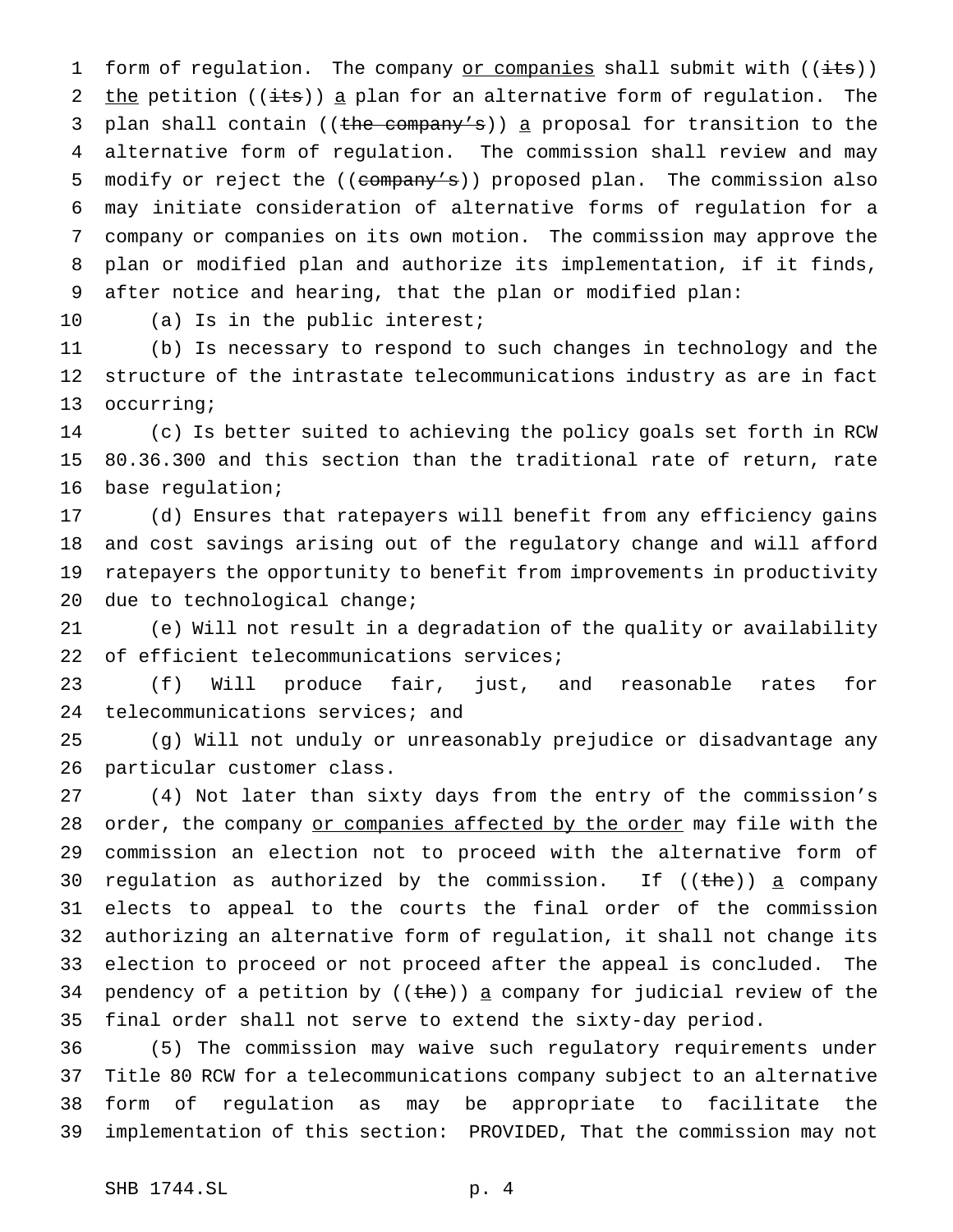form of regulation. The company or companies shall submit with ((~~its~~)) the petition ((~~its~~)) a plan for an alternative form of regulation. The plan shall contain ((~~the company's~~)) a proposal for transition to the alternative form of regulation. The commission shall review and may modify or reject the ((~~company's~~)) proposed plan. The commission also may initiate consideration of alternative forms of regulation for a company or companies on its own motion. The commission may approve the plan or modified plan and authorize its implementation, if it finds, after notice and hearing, that the plan or modified plan:

(a) Is in the public interest;

(b) Is necessary to respond to such changes in technology and the structure of the intrastate telecommunications industry as are in fact occurring;

(c) Is better suited to achieving the policy goals set forth in RCW 80.36.300 and this section than the traditional rate of return, rate base regulation;

(d) Ensures that ratepayers will benefit from any efficiency gains and cost savings arising out of the regulatory change and will afford ratepayers the opportunity to benefit from improvements in productivity due to technological change;

(e) Will not result in a degradation of the quality or availability of efficient telecommunications services;

(f) Will produce fair, just, and reasonable rates for telecommunications services; and

(g) Will not unduly or unreasonably prejudice or disadvantage any particular customer class.

(4) Not later than sixty days from the entry of the commission's order, the company or companies affected by the order may file with the commission an election not to proceed with the alternative form of regulation as authorized by the commission. If ((~~the~~)) a company elects to appeal to the courts the final order of the commission authorizing an alternative form of regulation, it shall not change its election to proceed or not proceed after the appeal is concluded. The pendency of a petition by ((~~the~~)) a company for judicial review of the final order shall not serve to extend the sixty-day period.

(5) The commission may waive such regulatory requirements under Title 80 RCW for a telecommunications company subject to an alternative form of regulation as may be appropriate to facilitate the implementation of this section: PROVIDED, That the commission may not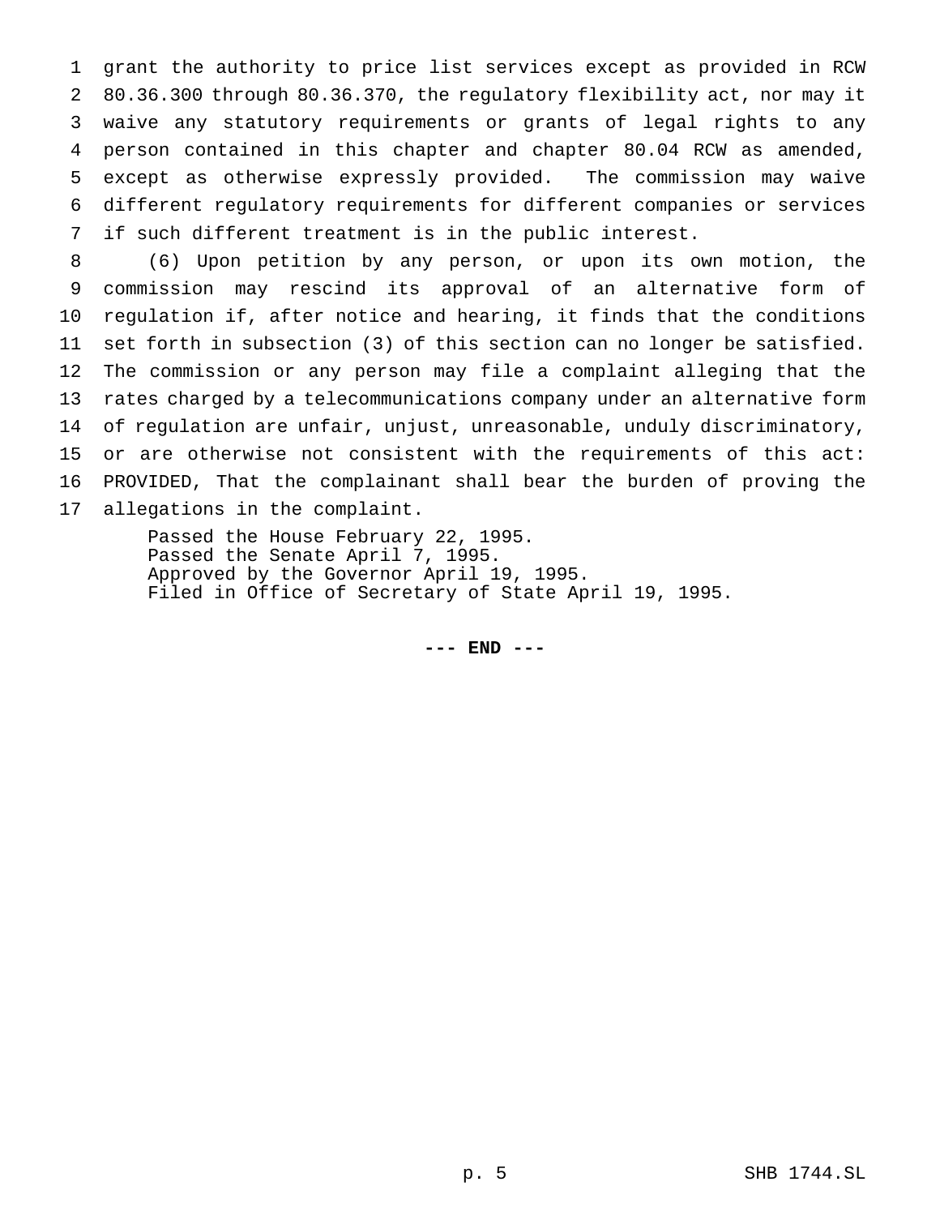grant the authority to price list services except as provided in RCW 80.36.300 through 80.36.370, the regulatory flexibility act, nor may it waive any statutory requirements or grants of legal rights to any person contained in this chapter and chapter 80.04 RCW as amended, except as otherwise expressly provided. The commission may waive different regulatory requirements for different companies or services if such different treatment is in the public interest.

(6) Upon petition by any person, or upon its own motion, the commission may rescind its approval of an alternative form of regulation if, after notice and hearing, it finds that the conditions set forth in subsection (3) of this section can no longer be satisfied. The commission or any person may file a complaint alleging that the rates charged by a telecommunications company under an alternative form of regulation are unfair, unjust, unreasonable, unduly discriminatory, or are otherwise not consistent with the requirements of this act: PROVIDED, That the complainant shall bear the burden of proving the allegations in the complaint.

Passed the House February 22, 1995.
Passed the Senate April 7, 1995.
Approved by the Governor April 19, 1995.
Filed in Office of Secretary of State April 19, 1995.

**--- END ---**